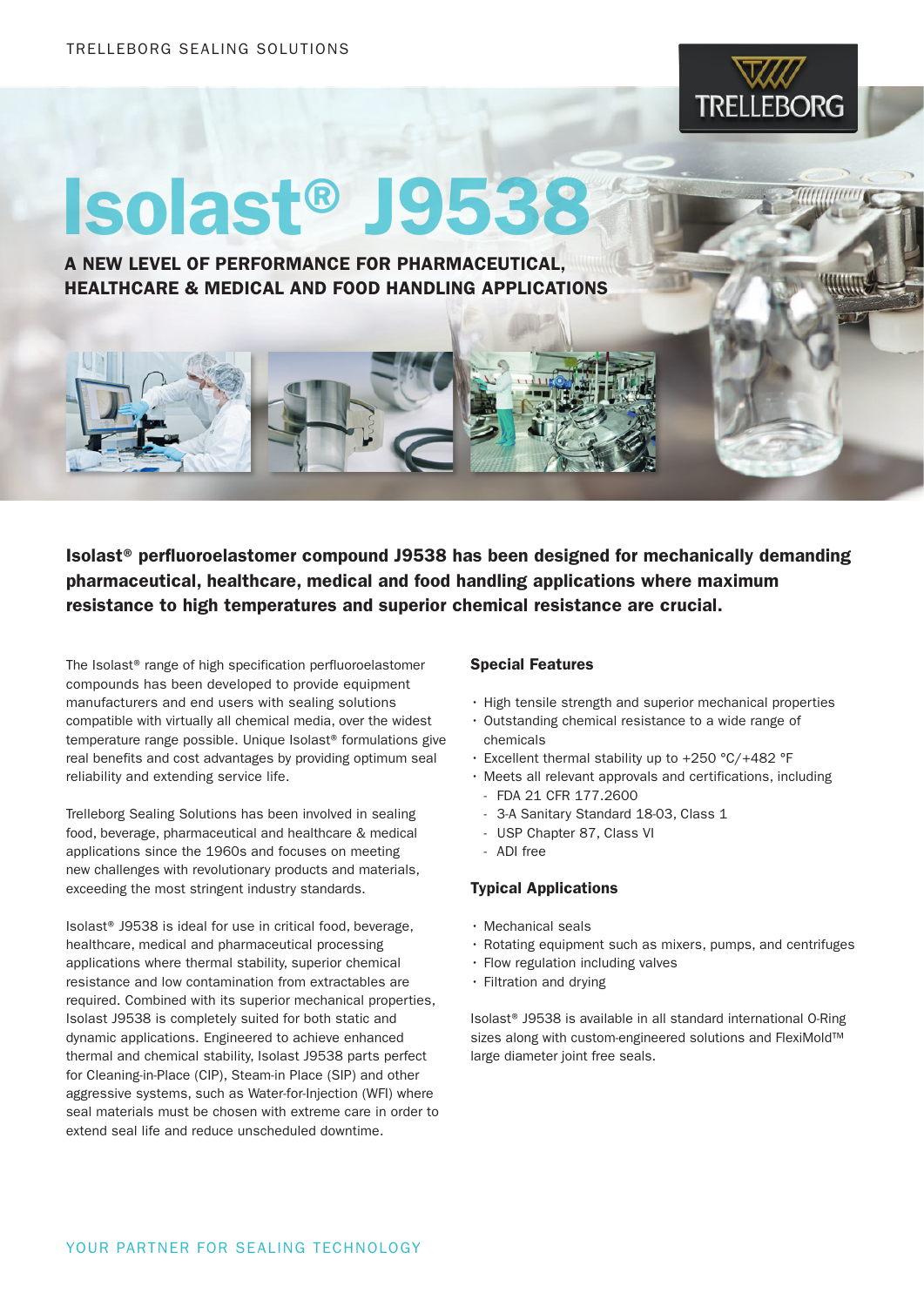TRELLEBORG SEALING SOLUTIONS

# Isolast® J9538

## A NEW LEVEL OF PERFORMANCE FOR PHARMACEUTICAL, HEALTHCARE & MEDICAL AND FOOD HANDLING APPLICATIONS

**Isolast® perfluoroelastomer compound J9538 has been designed for mechanically demanding pharmaceutical, healthcare, medical and food handling applications where maximum resistance to high temperatures and superior chemical resistance are crucial.**

The Isolast® range of high specification perfluoroelastomer compounds has been developed to provide equipment manufacturers and end users with sealing solutions compatible with virtually all chemical media, over the widest temperature range possible. Unique Isolast® formulations give real benefits and cost advantages by providing optimum seal reliability and extending service life.

Trelleborg Sealing Solutions has been involved in sealing food, beverage, pharmaceutical and healthcare & medical applications since the 1960s and focuses on meeting new challenges with revolutionary products and materials, exceeding the most stringent industry standards.

Isolast® J9538 is ideal for use in critical food, beverage, healthcare, medical and pharmaceutical processing applications where thermal stability, superior chemical resistance and low contamination from extractables are required. Combined with its superior mechanical properties, Isolast J9538 is completely suited for both static and dynamic applications. Engineered to achieve enhanced thermal and chemical stability, Isolast J9538 parts perfect for Cleaning-in-Place (CIP), Steam-in Place (SIP) and other aggressive systems, such as Water-for-Injection (WFI) where seal materials must be chosen with extreme care in order to extend seal life and reduce unscheduled downtime.

### Special Features

- High tensile strength and superior mechanical properties
- Outstanding chemical resistance to a wide range of chemicals
- Excellent thermal stability up to +250 °C/+482 °F
- Meets all relevant approvals and certifications, including
  - FDA 21 CFR 177.2600
  - 3-A Sanitary Standard 18-03, Class 1
  - USP Chapter 87, Class VI
  - ADI free

### Typical Applications

- Mechanical seals
- Rotating equipment such as mixers, pumps, and centrifuges
- Flow regulation including valves
- Filtration and drying

Isolast® J9538 is available in all standard international O-Ring sizes along with custom-engineered solutions and FlexiMold™ large diameter joint free seals.

YOUR PARTNER FOR SEALING TECHNOLOGY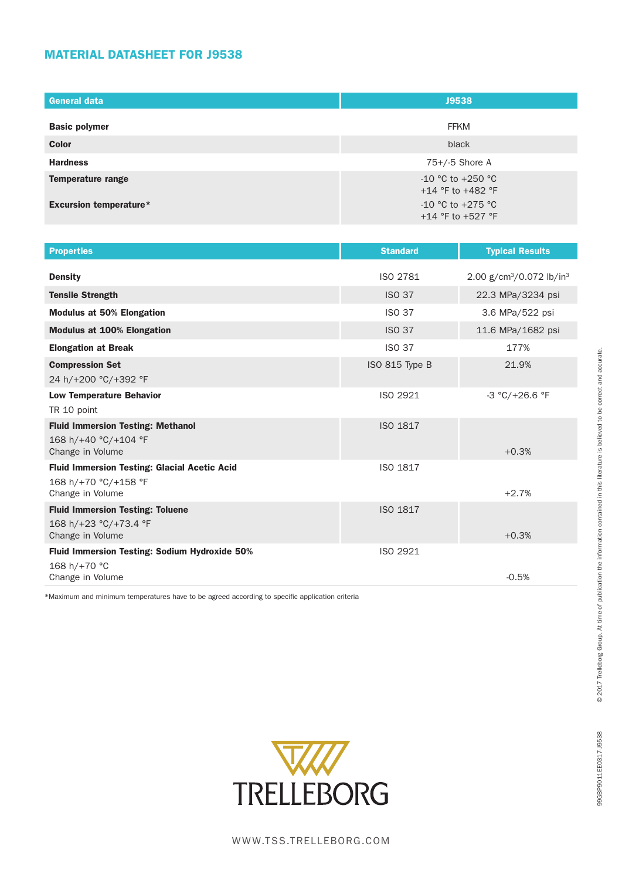# MATERIAL DATASHEET FOR J9538

| General data | J9538 |
|---|---|
| **Basic polymer** | FFKM |
| **Color** | black |
| **Hardness** | 75+/-5 Shore A |
| **Temperature range** | -10 °C to +250 °C<br>+14 °F to +482 °F |
| **Excursion temperature*** | -10 °C to +275 °C<br>+14 °F to +527 °F |

| Properties | Standard | Typical Results |
|---|---|---|
| **Density** | ISO 2781 | 2.00 g/cm³/0.072 lb/in³ |
| **Tensile Strength** | ISO 37 | 22.3 MPa/3234 psi |
| **Modulus at 50% Elongation** | ISO 37 | 3.6 MPa/522 psi |
| **Modulus at 100% Elongation** | ISO 37 | 11.6 MPa/1682 psi |
| **Elongation at Break** | ISO 37 | 177% |
| **Compression Set**<br>24 h/+200 °C/+392 °F | ISO 815 Type B | 21.9% |
| **Low Temperature Behavior**<br>TR 10 point | ISO 2921 | -3 °C/+26.6 °F |
| **Fluid Immersion Testing: Methanol**<br>168 h/+40 °C/+104 °F<br>Change in Volume | ISO 1817 | +0.3% |
| **Fluid Immersion Testing: Glacial Acetic Acid**<br>168 h/+70 °C/+158 °F<br>Change in Volume | ISO 1817 | +2.7% |
| **Fluid Immersion Testing: Toluene**<br>168 h/+23 °C/+73.4 °F<br>Change in Volume | ISO 1817 | +0.3% |
| **Fluid Immersion Testing: Sodium Hydroxide 50%**<br>168 h/+70 °C<br>Change in Volume | ISO 2921 | -0.5% |

*Maximum and minimum temperatures have to be agreed according to specific application criteria

© 2017 Trelleborg Group. At time of publication the information contained in this literature is believed to be correct and accurate.

99GBP9011EE0317-J9538

TRELLEBORG

WWW.TSS.TRELLEBORG.COM